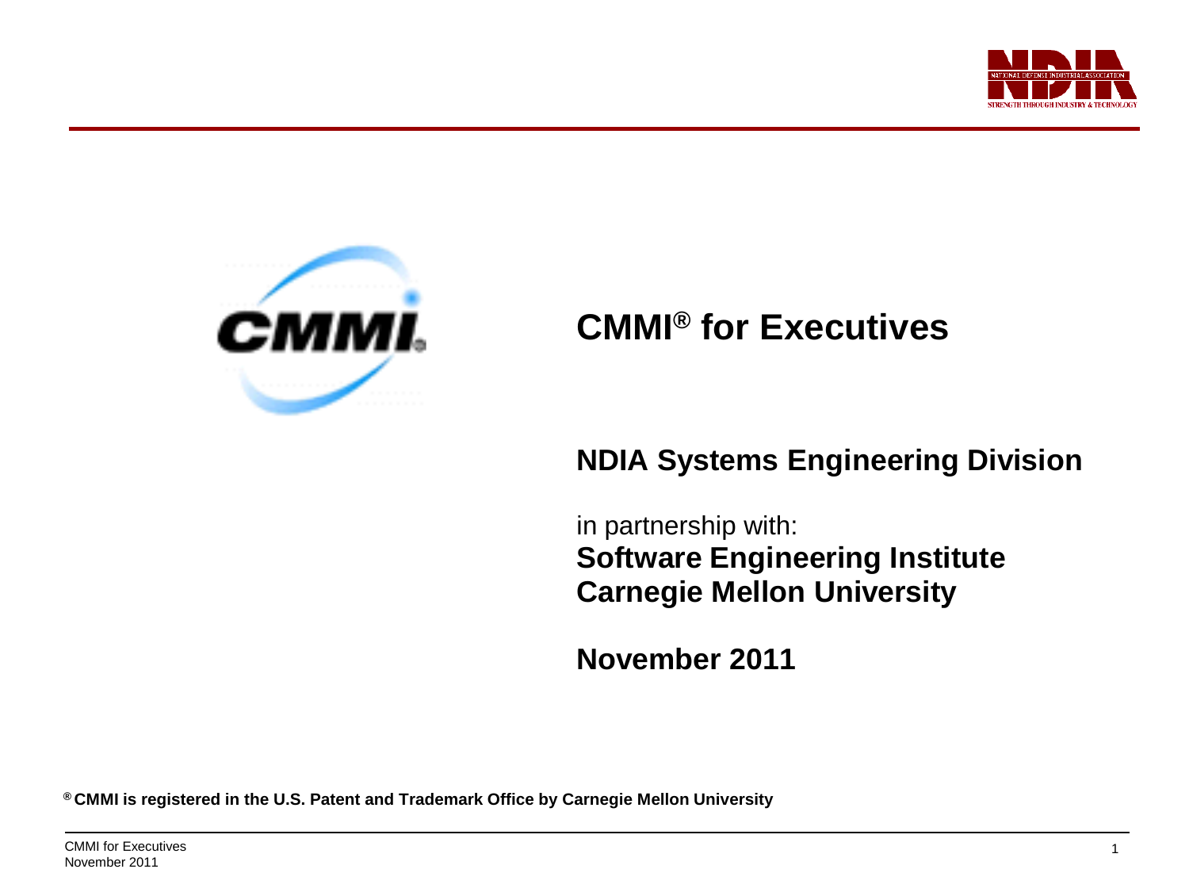# CMMI® for Executives

**NDIA Systems Engineering Division**

in partnership with:
**Software Engineering Institute**
**Carnegie Mellon University**

**November 2011**

**® CMMI is registered in the U.S. Patent and Trademark Office by Carnegie Mellon University**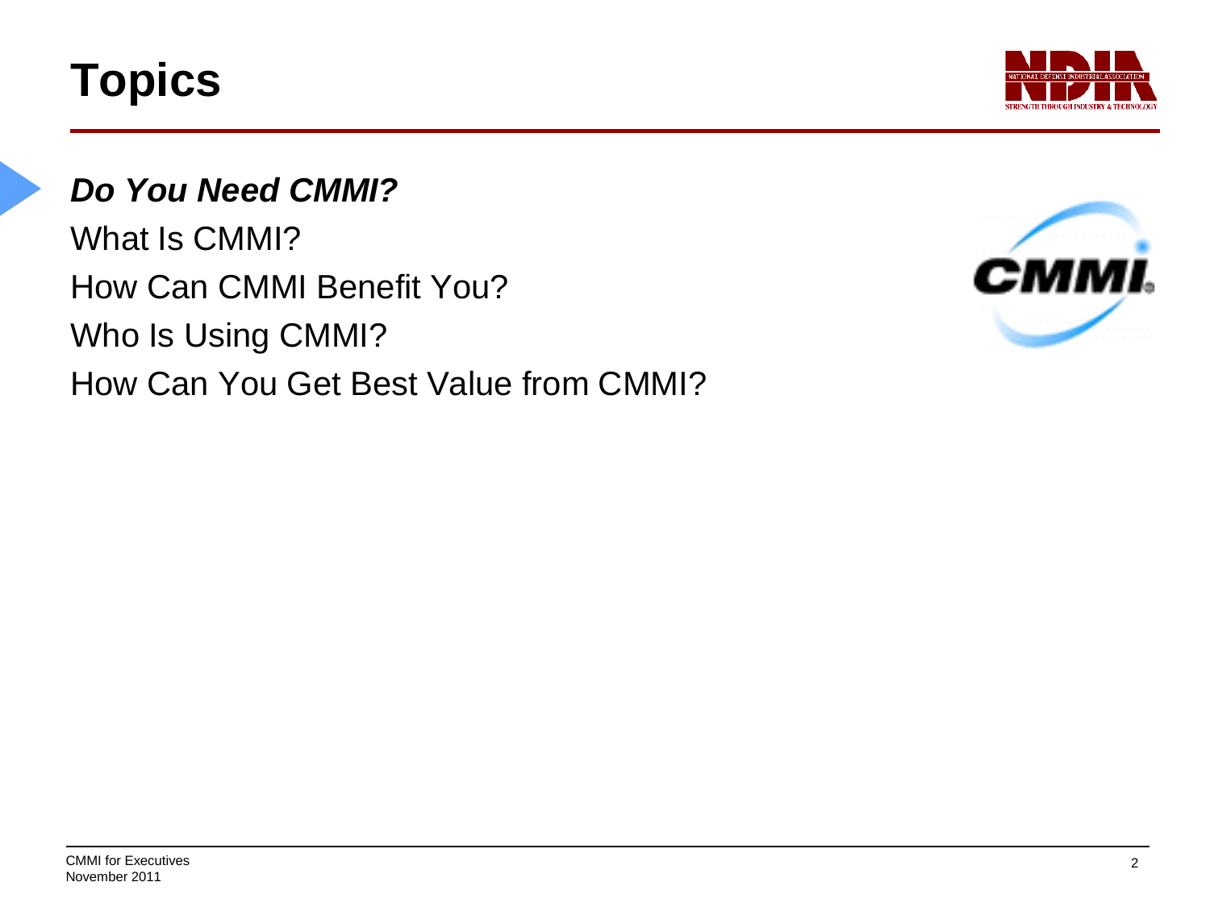# Topics

- ***Do You Need CMMI?***
- What Is CMMI?
- How Can CMMI Benefit You?
- Who Is Using CMMI?
- How Can You Get Best Value from CMMI?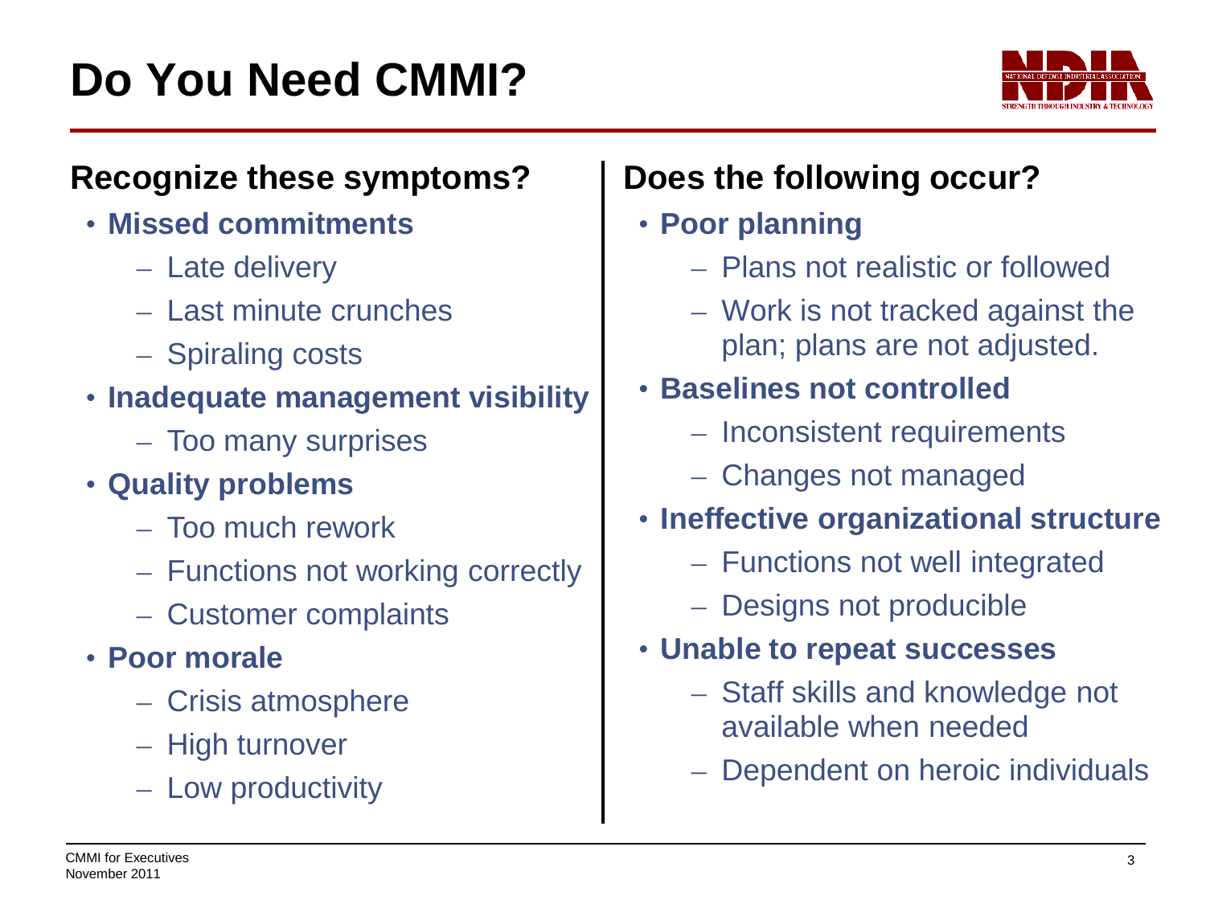# Do You Need CMMI?

## Recognize these symptoms?

- **Missed commitments**
  - Late delivery
  - Last minute crunches
  - Spiraling costs
- **Inadequate management visibility**
  - Too many surprises
- **Quality problems**
  - Too much rework
  - Functions not working correctly
  - Customer complaints
- **Poor morale**
  - Crisis atmosphere
  - High turnover
  - Low productivity

## Does the following occur?

- **Poor planning**
  - Plans not realistic or followed
  - Work is not tracked against the plan; plans are not adjusted.
- **Baselines not controlled**
  - Inconsistent requirements
  - Changes not managed
- **Ineffective organizational structure**
  - Functions not well integrated
  - Designs not producible
- **Unable to repeat successes**
  - Staff skills and knowledge not available when needed
  - Dependent on heroic individuals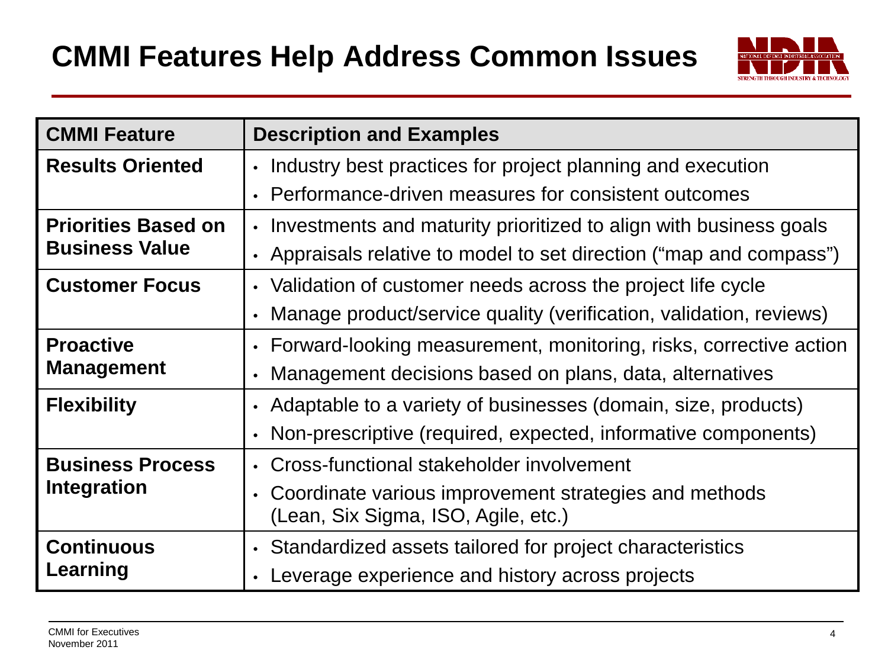# CMMI Features Help Address Common Issues

| CMMI Feature | Description and Examples |
| --- | --- |
| **Results Oriented** | • Industry best practices for project planning and execution<br>• Performance-driven measures for consistent outcomes |
| **Priorities Based on Business Value** | • Investments and maturity prioritized to align with business goals<br>• Appraisals relative to model to set direction ("map and compass") |
| **Customer Focus** | • Validation of customer needs across the project life cycle<br>• Manage product/service quality (verification, validation, reviews) |
| **Proactive Management** | • Forward-looking measurement, monitoring, risks, corrective action<br>• Management decisions based on plans, data, alternatives |
| **Flexibility** | • Adaptable to a variety of businesses (domain, size, products)<br>• Non-prescriptive (required, expected, informative components) |
| **Business Process Integration** | • Cross-functional stakeholder involvement<br>• Coordinate various improvement strategies and methods (Lean, Six Sigma, ISO, Agile, etc.) |
| **Continuous Learning** | • Standardized assets tailored for project characteristics<br>• Leverage experience and history across projects |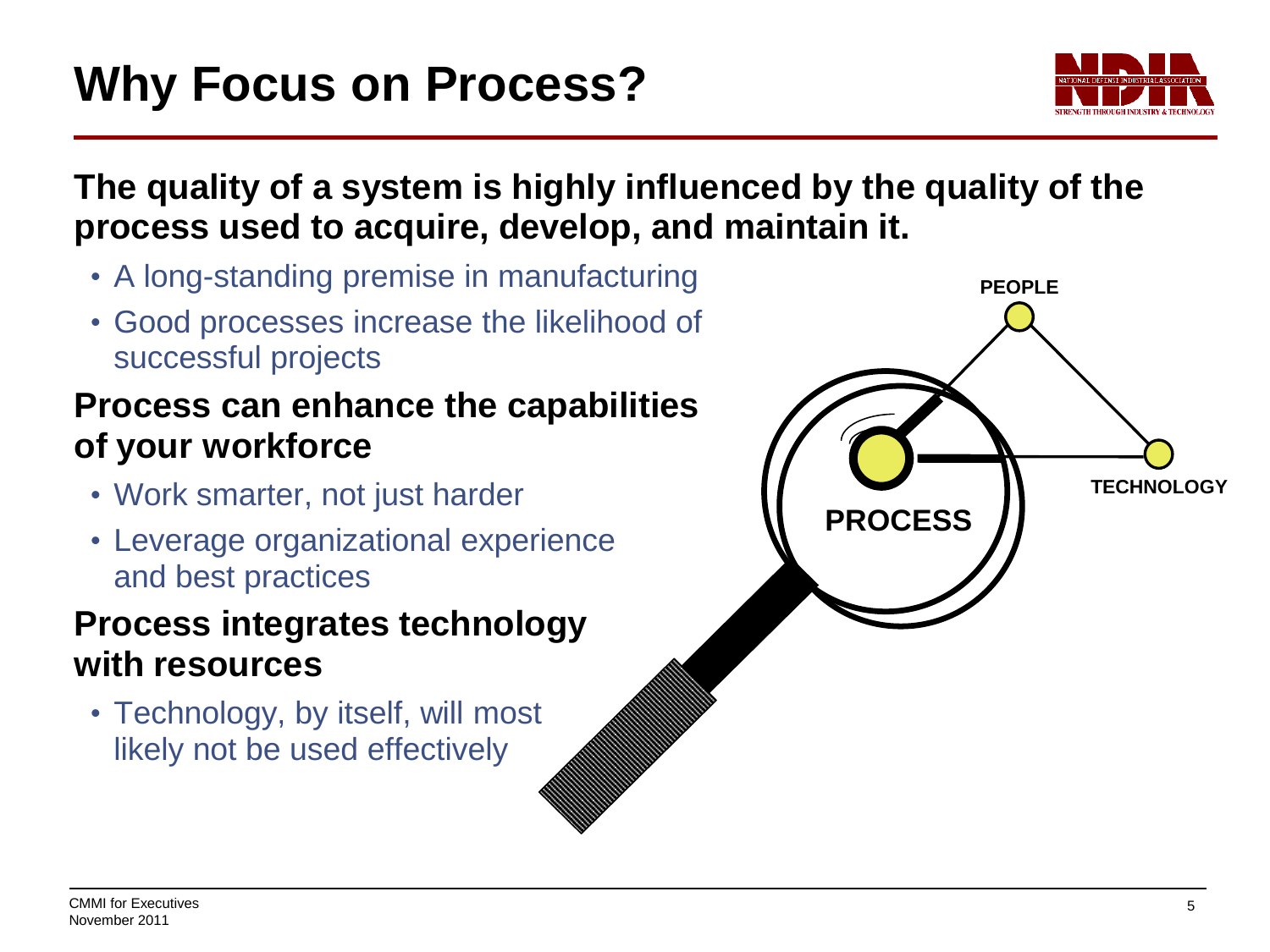# Why Focus on Process?

**The quality of a system is highly influenced by the quality of the process used to acquire, develop, and maintain it.**

- A long-standing premise in manufacturing
- Good processes increase the likelihood of successful projects

**Process can enhance the capabilities of your workforce**

- Work smarter, not just harder
- Leverage organizational experience and best practices

**Process integrates technology with resources**

- Technology, by itself, will most likely not be used effectively

PEOPLE

PROCESS

TECHNOLOGY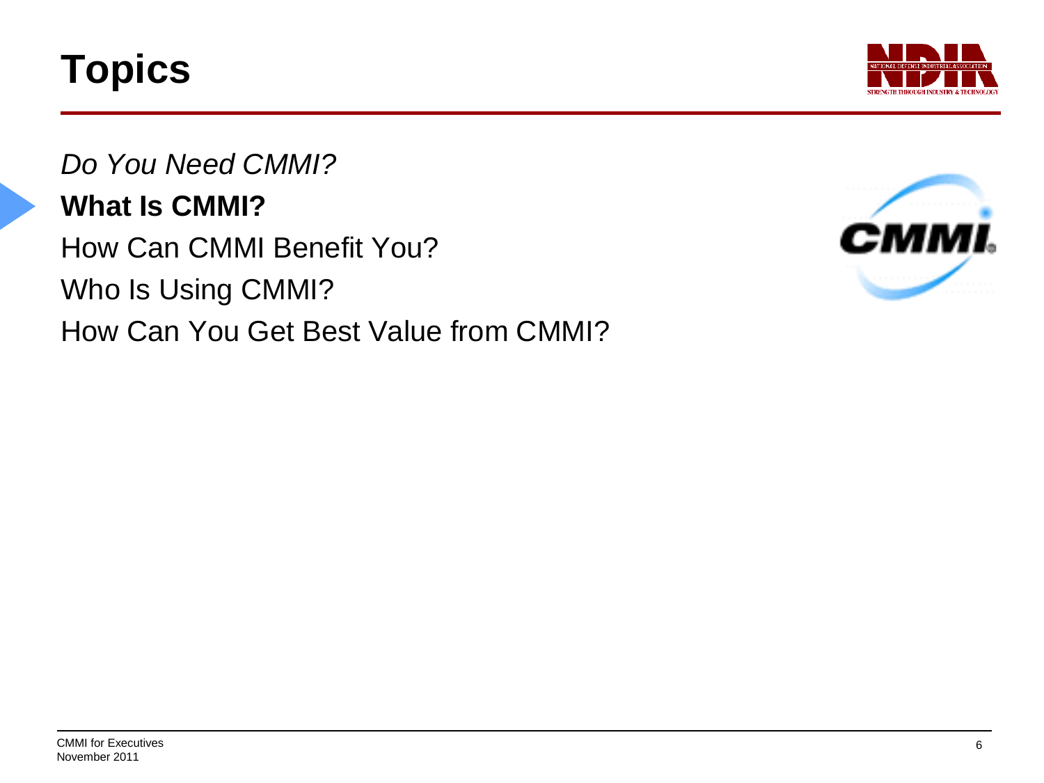# Topics

*Do You Need CMMI?*

**What Is CMMI?**

How Can CMMI Benefit You?

Who Is Using CMMI?

How Can You Get Best Value from CMMI?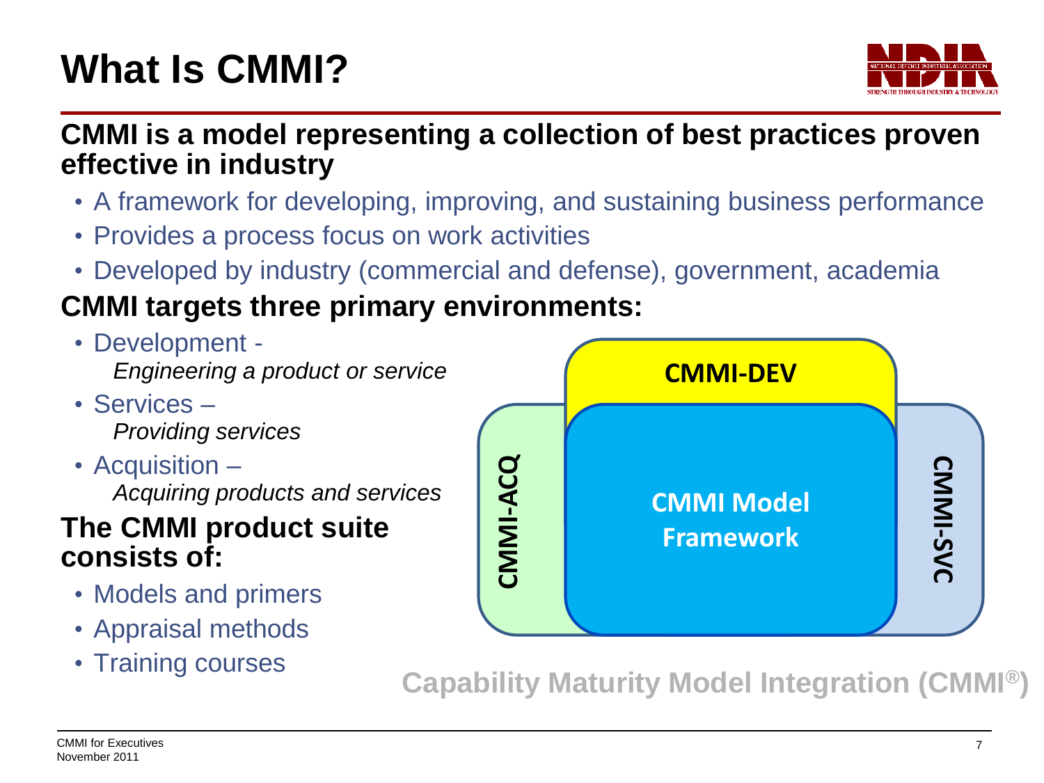# What Is CMMI?

**CMMI is a model representing a collection of best practices proven effective in industry**

- A framework for developing, improving, and sustaining business performance
- Provides a process focus on work activities
- Developed by industry (commercial and defense), government, academia

**CMMI targets three primary environments:**

- Development -
  *Engineering a product or service*
- Services –
  *Providing services*
- Acquisition –
  *Acquiring products and services*

**The CMMI product suite consists of:**

- Models and primers
- Appraisal methods
- Training courses

CMMI-DEV

CMMI-ACQ

CMMI Model Framework

CMMI-SVC

**Capability Maturity Model Integration (CMMI®)**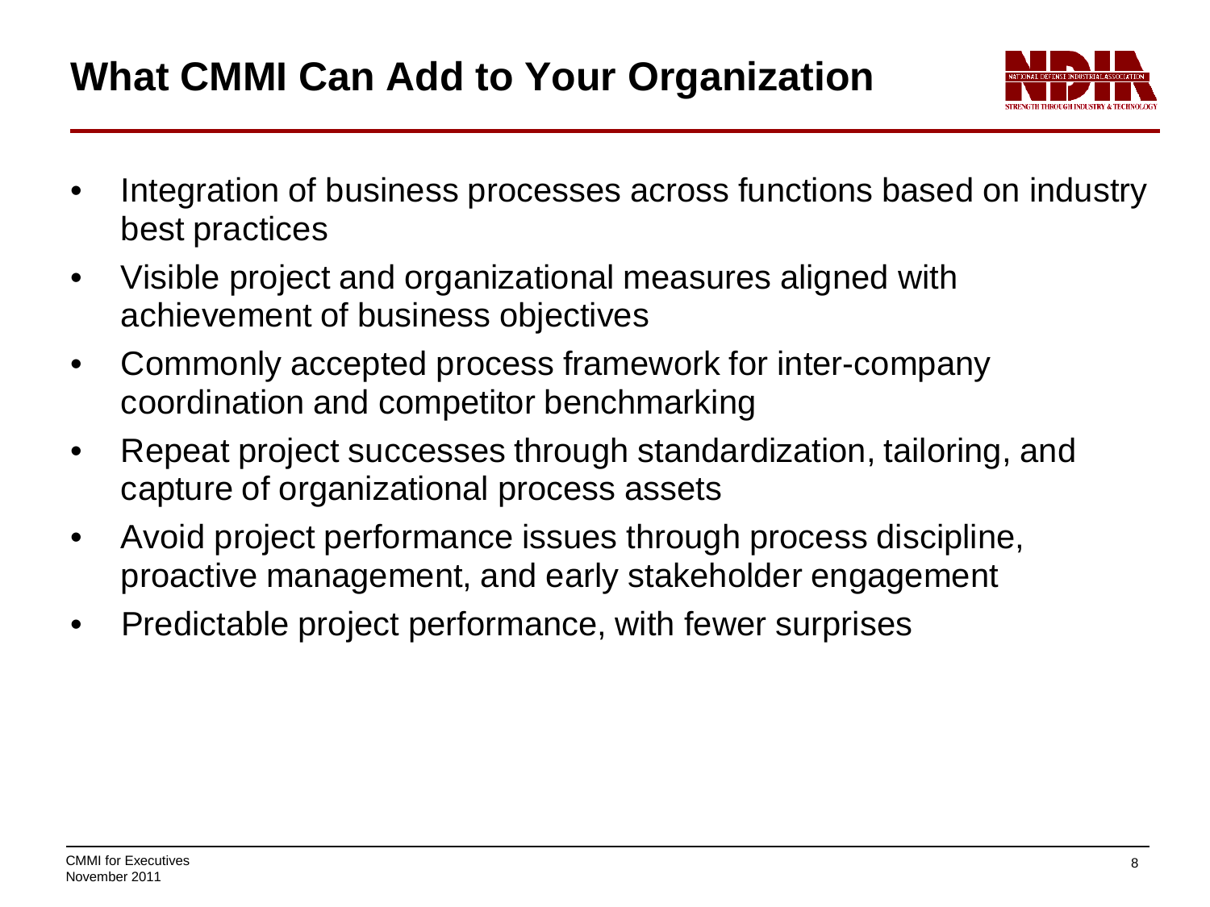# What CMMI Can Add to Your Organization

- Integration of business processes across functions based on industry best practices
- Visible project and organizational measures aligned with achievement of business objectives
- Commonly accepted process framework for inter-company coordination and competitor benchmarking
- Repeat project successes through standardization, tailoring, and capture of organizational process assets
- Avoid project performance issues through process discipline, proactive management, and early stakeholder engagement
- Predictable project performance, with fewer surprises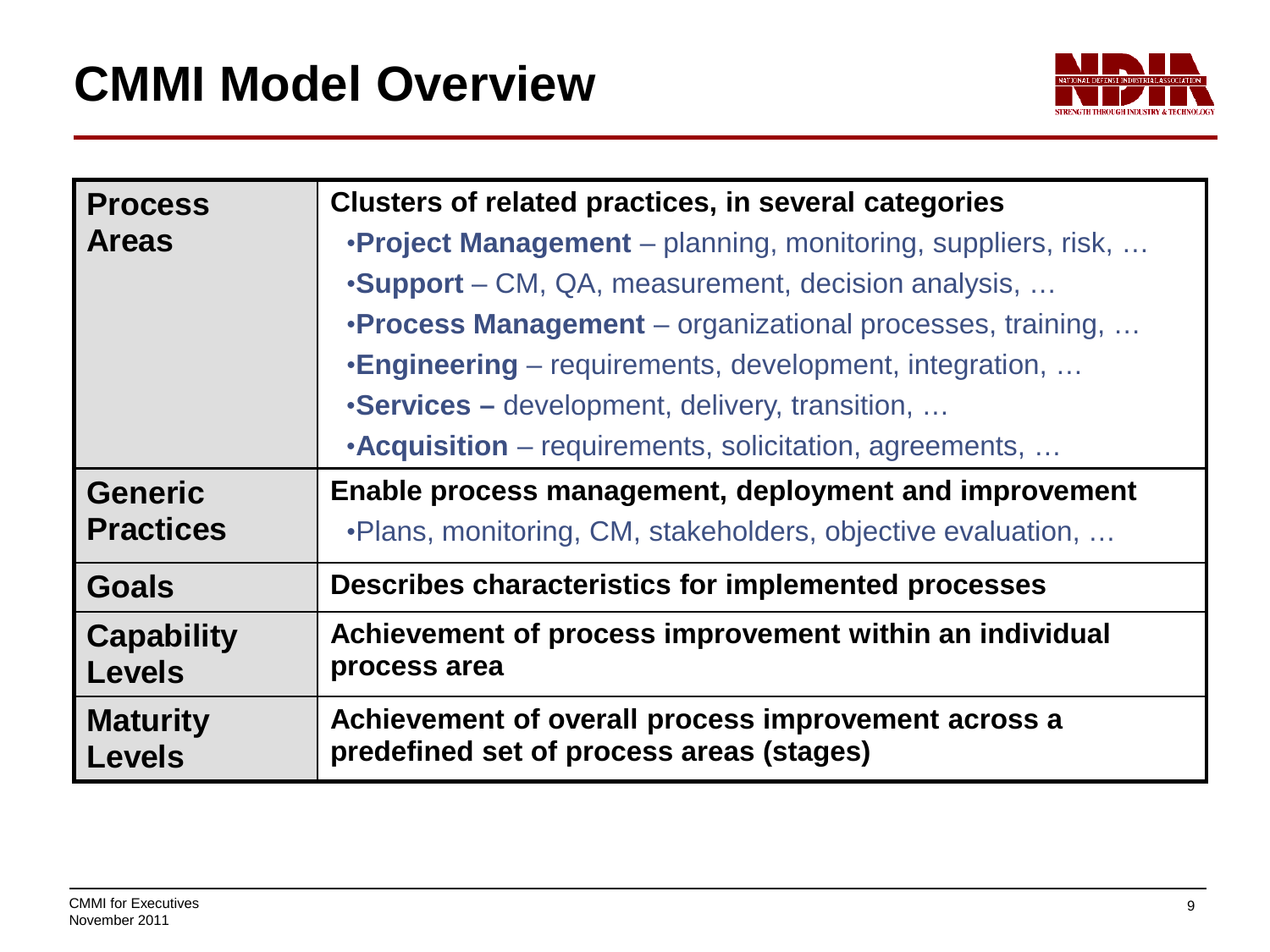# CMMI Model Overview

| | |
|---|---|
| **Process Areas** | **Clusters of related practices, in several categories**<br>•**Project Management** – planning, monitoring, suppliers, risk, …<br>•**Support** – CM, QA, measurement, decision analysis, …<br>•**Process Management** – organizational processes, training, …<br>•**Engineering** – requirements, development, integration, …<br>•**Services –** development, delivery, transition, …<br>•**Acquisition** – requirements, solicitation, agreements, … |
| **Generic Practices** | **Enable process management, deployment and improvement**<br>•Plans, monitoring, CM, stakeholders, objective evaluation, … |
| **Goals** | **Describes characteristics for implemented processes** |
| **Capability Levels** | **Achievement of process improvement within an individual process area** |
| **Maturity Levels** | **Achievement of overall process improvement across a predefined set of process areas (stages)** |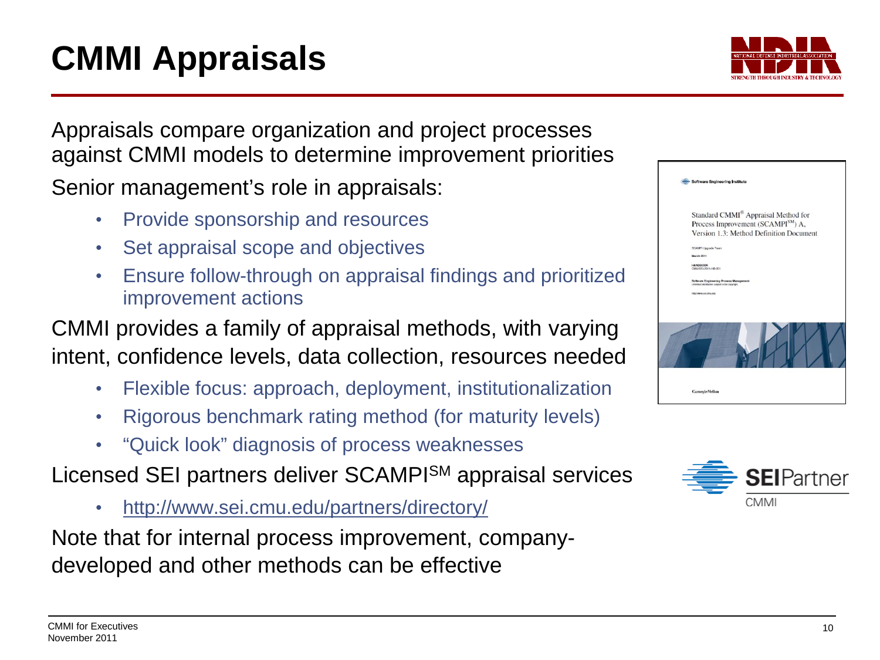# CMMI Appraisals

Appraisals compare organization and project processes against CMMI models to determine improvement priorities

Senior management's role in appraisals:

- Provide sponsorship and resources
- Set appraisal scope and objectives
- Ensure follow-through on appraisal findings and prioritized improvement actions

CMMI provides a family of appraisal methods, with varying intent, confidence levels, data collection, resources needed

- Flexible focus: approach, deployment, institutionalization
- Rigorous benchmark rating method (for maturity levels)
- "Quick look" diagnosis of process weaknesses

Licensed SEI partners deliver SCAMPI℠ appraisal services

- http://www.sei.cmu.edu/partners/directory/

Note that for internal process improvement, company-developed and other methods can be effective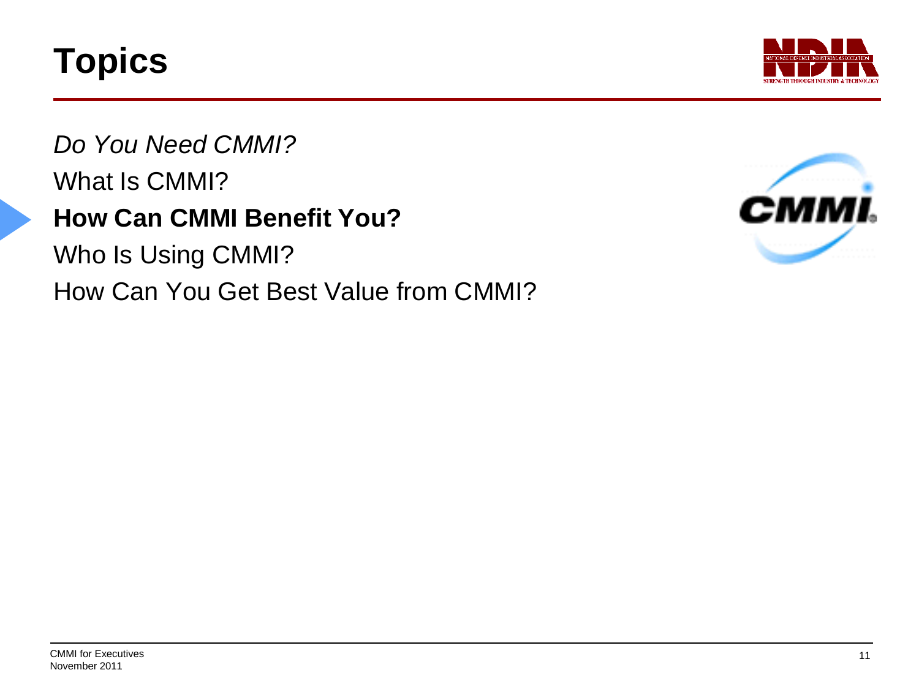# Topics

*Do You Need CMMI?*

What Is CMMI?

**How Can CMMI Benefit You?**

Who Is Using CMMI?

How Can You Get Best Value from CMMI?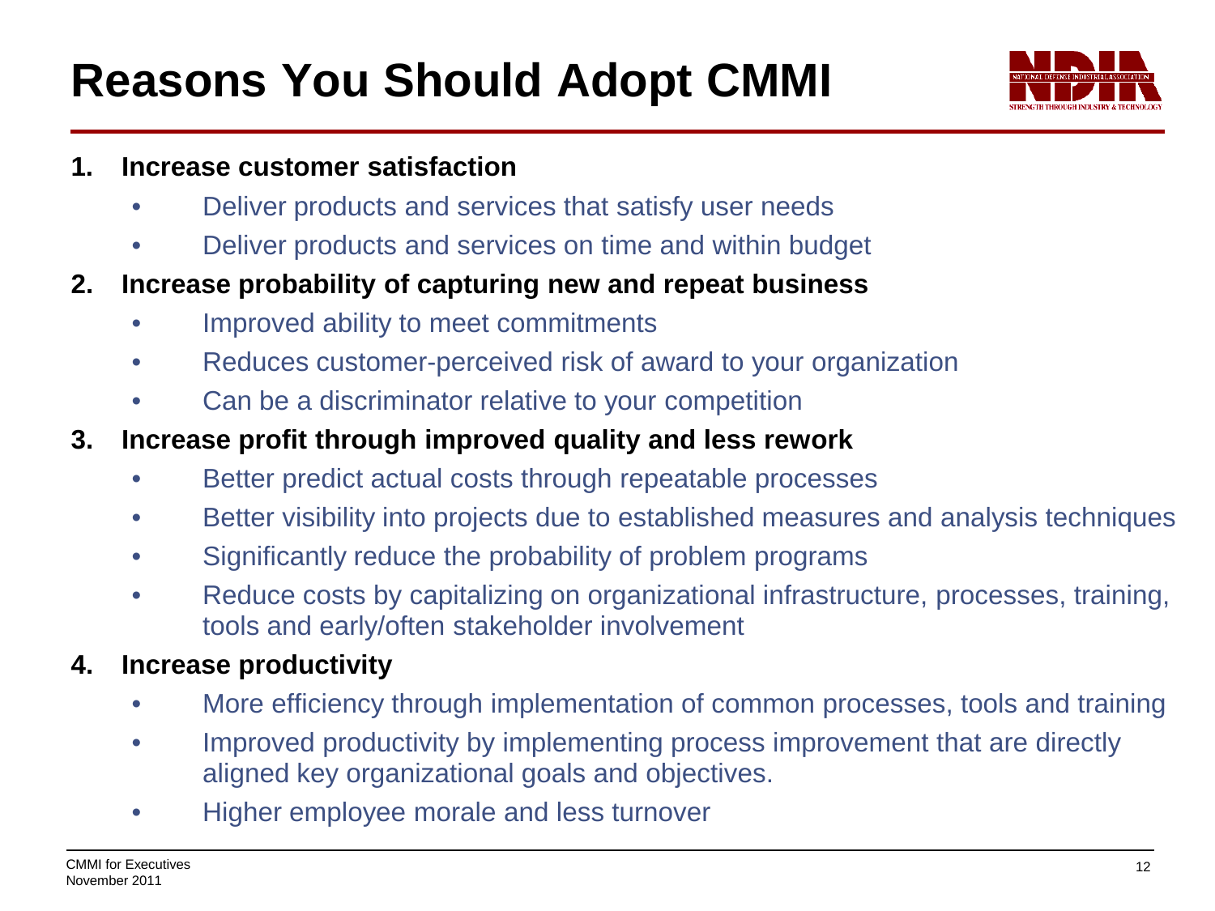# Reasons You Should Adopt CMMI

1. **Increase customer satisfaction**
   - Deliver products and services that satisfy user needs
   - Deliver products and services on time and within budget
2. **Increase probability of capturing new and repeat business**
   - Improved ability to meet commitments
   - Reduces customer-perceived risk of award to your organization
   - Can be a discriminator relative to your competition
3. **Increase profit through improved quality and less rework**
   - Better predict actual costs through repeatable processes
   - Better visibility into projects due to established measures and analysis techniques
   - Significantly reduce the probability of problem programs
   - Reduce costs by capitalizing on organizational infrastructure, processes, training, tools and early/often stakeholder involvement
4. **Increase productivity**
   - More efficiency through implementation of common processes, tools and training
   - Improved productivity by implementing process improvement that are directly aligned key organizational goals and objectives.
   - Higher employee morale and less turnover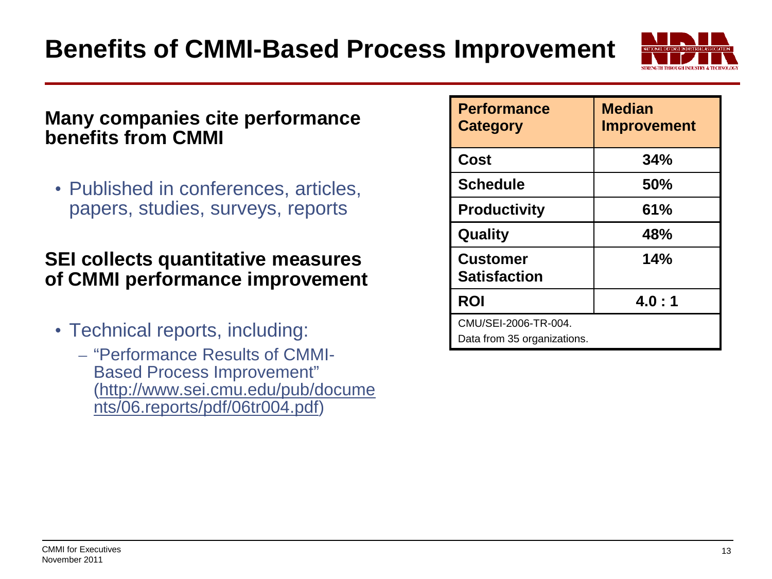# Benefits of CMMI-Based Process Improvement

**Many companies cite performance benefits from CMMI**

- Published in conferences, articles, papers, studies, surveys, reports

**SEI collects quantitative measures of CMMI performance improvement**

- Technical reports, including:
  - "Performance Results of CMMI-Based Process Improvement" (http://www.sei.cmu.edu/pub/documents/06.reports/pdf/06tr004.pdf)

| Performance Category | Median Improvement |
| --- | --- |
| Cost | 34% |
| Schedule | 50% |
| Productivity | 61% |
| Quality | 48% |
| Customer Satisfaction | 14% |
| ROI | 4.0 : 1 |

CMU/SEI-2006-TR-004.
Data from 35 organizations.

CMMI for Executives
November 2011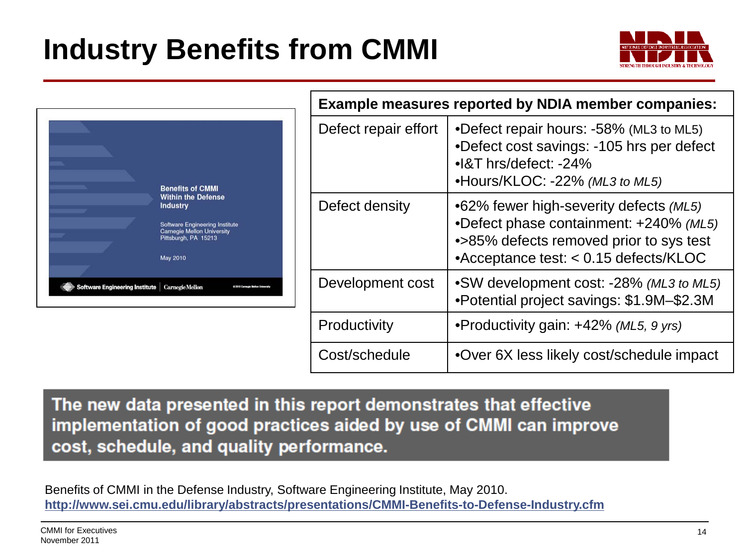# Industry Benefits from CMMI

**Benefits of CMMI Within the Defense Industry**

Software Engineering Institute
Carnegie Mellon University
Pittsburgh, PA 15213

May 2010

| Example measures reported by NDIA member companies: | |
|---|---|
| Defect repair effort | •Defect repair hours: -58% (ML3 to ML5)<br>•Defect cost savings: -105 hrs per defect<br>•I&T hrs/defect: -24%<br>•Hours/KLOC: -22% *(ML3 to ML5)* |
| Defect density | •62% fewer high-severity defects *(ML5)*<br>•Defect phase containment: +240% *(ML5)*<br>•>85% defects removed prior to sys test<br>•Acceptance test: < 0.15 defects/KLOC |
| Development cost | •SW development cost: -28% *(ML3 to ML5)*<br>•Potential project savings: $1.9M–$2.3M |
| Productivity | •Productivity gain: +42% *(ML5, 9 yrs)* |
| Cost/schedule | •Over 6X less likely cost/schedule impact |

**The new data presented in this report demonstrates that effective implementation of good practices aided by use of CMMI can improve cost, schedule, and quality performance.**

Benefits of CMMI in the Defense Industry, Software Engineering Institute, May 2010.
**http://www.sei.cmu.edu/library/abstracts/presentations/CMMI-Benefits-to-Defense-Industry.cfm**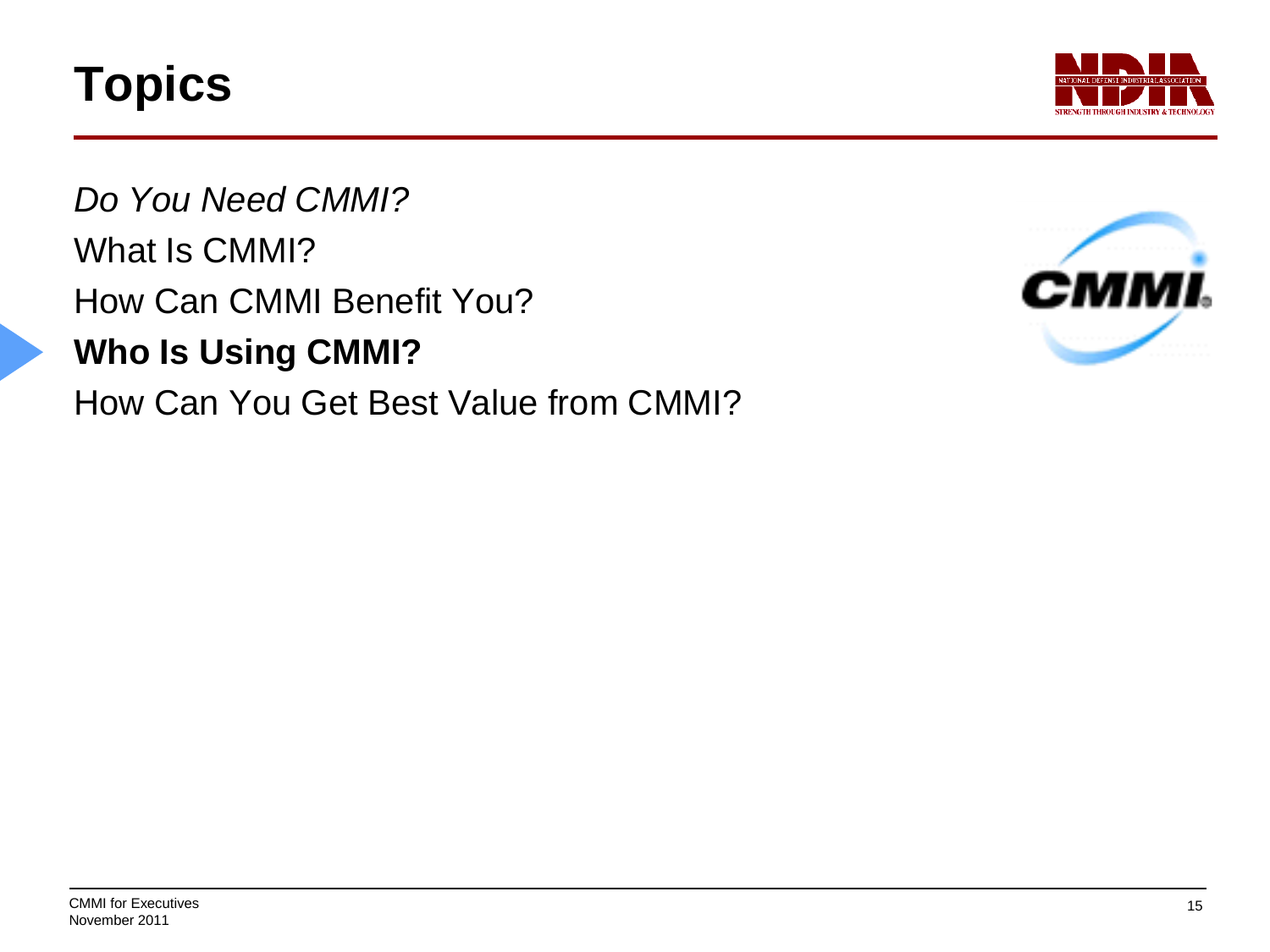# Topics

*Do You Need CMMI?*

What Is CMMI?

How Can CMMI Benefit You?

**Who Is Using CMMI?**

How Can You Get Best Value from CMMI?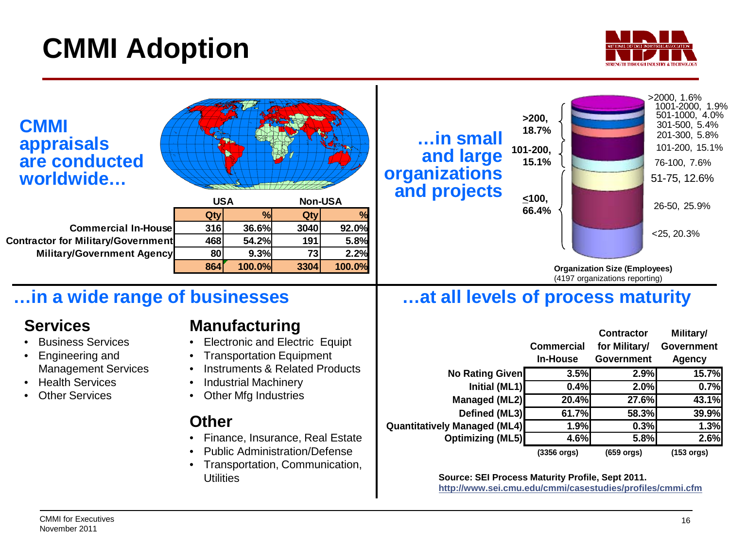# CMMI Adoption

## CMMI appraisals are conducted worldwide…

| | USA | | Non-USA | |
|---|---|---|---|---|
| | Qty | % | Qty | % |
| Commercial In-House | 316 | 36.6% | 3040 | 92.0% |
| Contractor for Military/Government | 468 | 54.2% | 191 | 5.8% |
| Military/Government Agency | 80 | 9.3% | 73 | 2.2% |
| | 864 | 100.0% | 3304 | 100.0% |

## …in small and large organizations and projects

- >200, 18.7%
  - >2000, 1.6%
  - 1001-2000, 1.9%
  - 501-1000, 4.0%
  - 301-500, 5.4%
  - 201-300, 5.8%
- 101-200, 15.1%
  - 101-200, 15.1%
- ≤100, 66.4%
  - 76-100, 7.6%
  - 51-75, 12.6%
  - 26-50, 25.9%
  - <25, 20.3%

**Organization Size (Employees)**
(4197 organizations reporting)

## …in a wide range of businesses

### Services

- Business Services
- Engineering and Management Services
- Health Services
- Other Services

### Manufacturing

- Electronic and Electric Equipt
- Transportation Equipment
- Instruments & Related Products
- Industrial Machinery
- Other Mfg Industries

### Other

- Finance, Insurance, Real Estate
- Public Administration/Defense
- Transportation, Communication, Utilities

## …at all levels of process maturity

| | Commercial In-House | Contractor for Military/ Government | Military/ Government Agency |
|---|---|---|---|
| No Rating Given | 3.5% | 2.9% | 15.7% |
| Initial (ML1) | 0.4% | 2.0% | 0.7% |
| Managed (ML2) | 20.4% | 27.6% | 43.1% |
| Defined (ML3) | 61.7% | 58.3% | 39.9% |
| Quantitatively Managed (ML4) | 1.9% | 0.3% | 1.3% |
| Optimizing (ML5) | 4.6% | 5.8% | 2.6% |
| | (3356 orgs) | (659 orgs) | (153 orgs) |

**Source: SEI Process Maturity Profile, Sept 2011.**
**http://www.sei.cmu.edu/cmmi/casestudies/profiles/cmmi.cfm**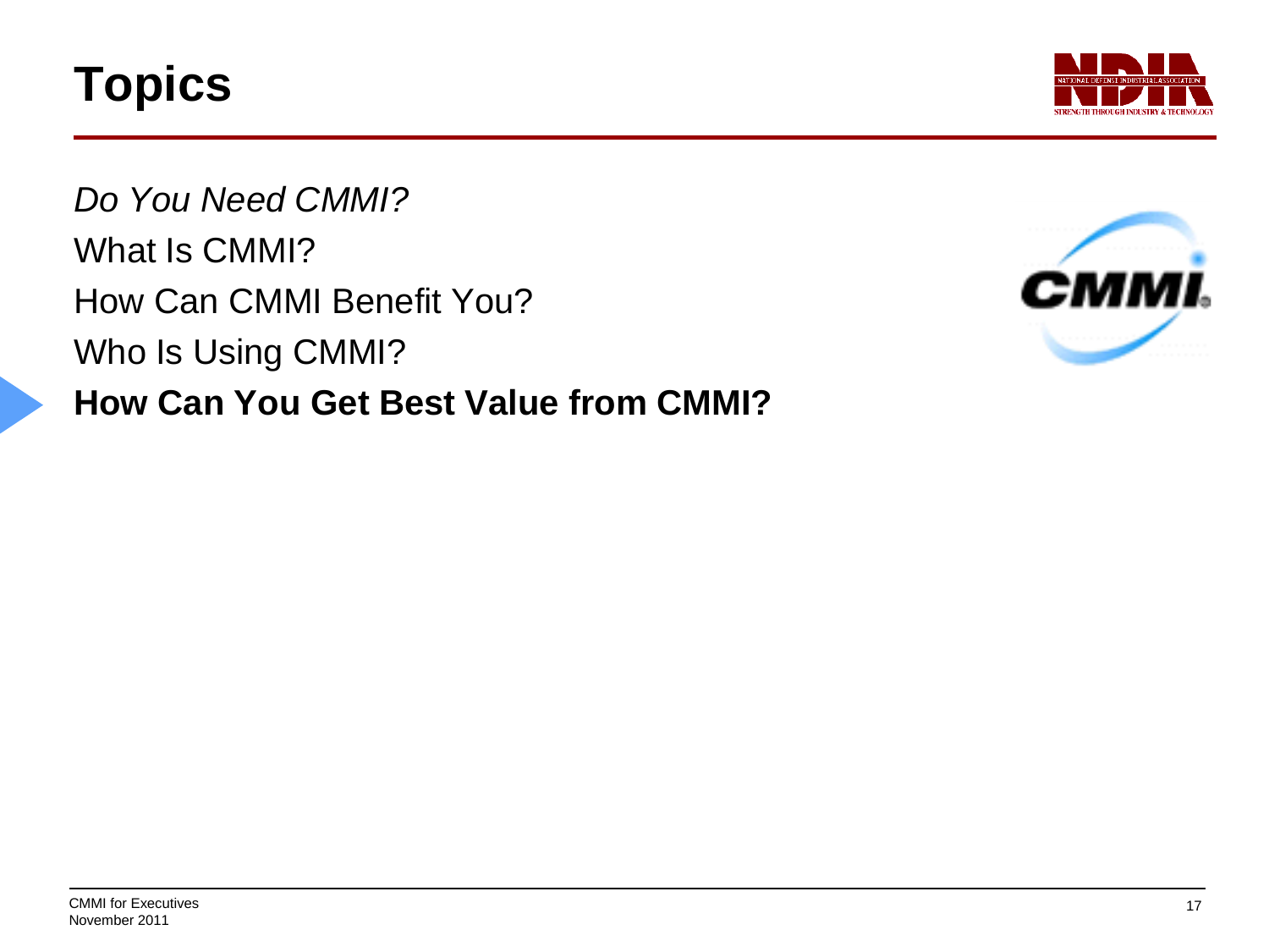# Topics

*Do You Need CMMI?*

What Is CMMI?

How Can CMMI Benefit You?

Who Is Using CMMI?

**How Can You Get Best Value from CMMI?**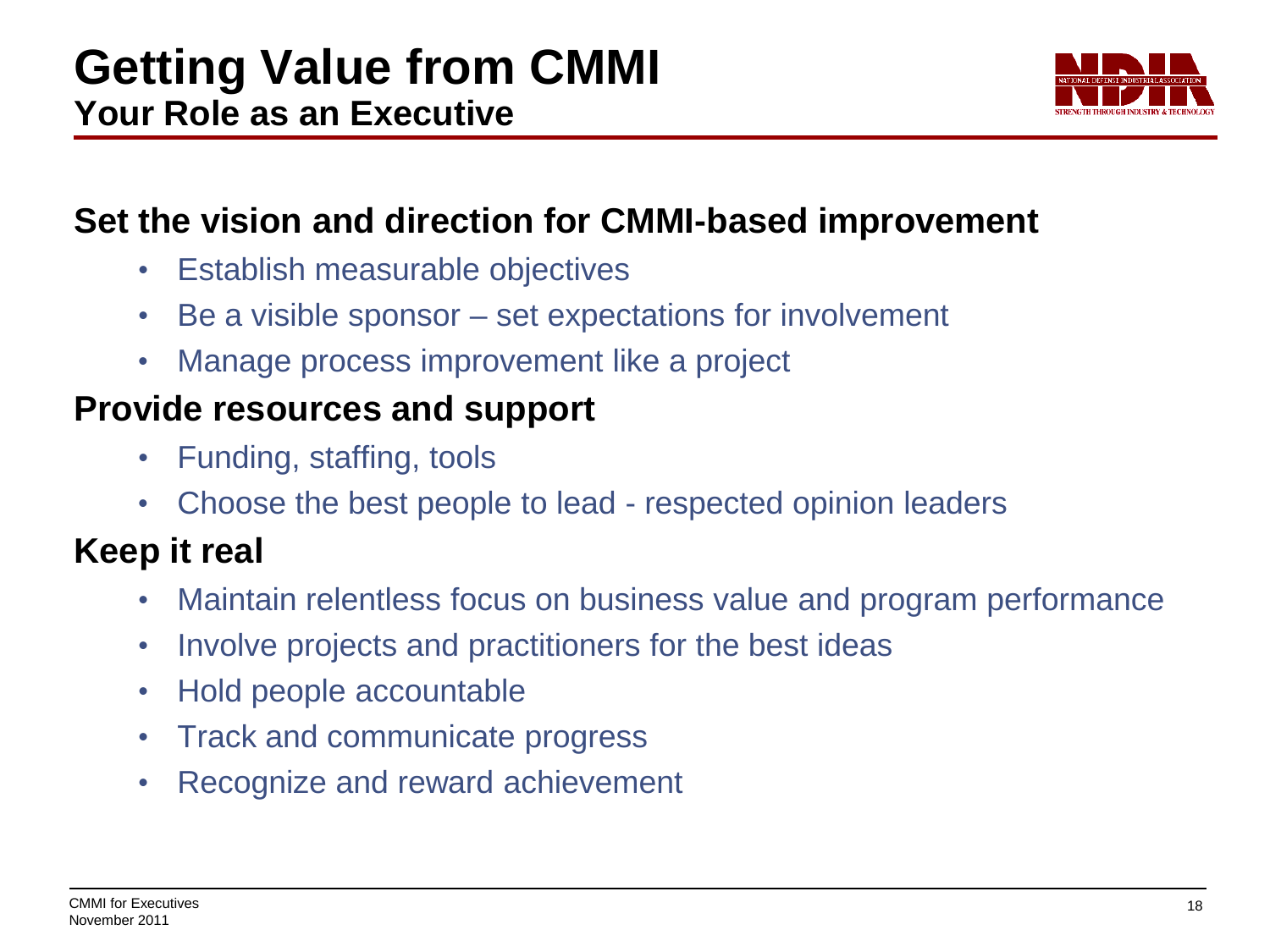# Getting Value from CMMI

## Your Role as an Executive

### Set the vision and direction for CMMI-based improvement

- Establish measurable objectives
- Be a visible sponsor – set expectations for involvement
- Manage process improvement like a project

### Provide resources and support

- Funding, staffing, tools
- Choose the best people to lead - respected opinion leaders

### Keep it real

- Maintain relentless focus on business value and program performance
- Involve projects and practitioners for the best ideas
- Hold people accountable
- Track and communicate progress
- Recognize and reward achievement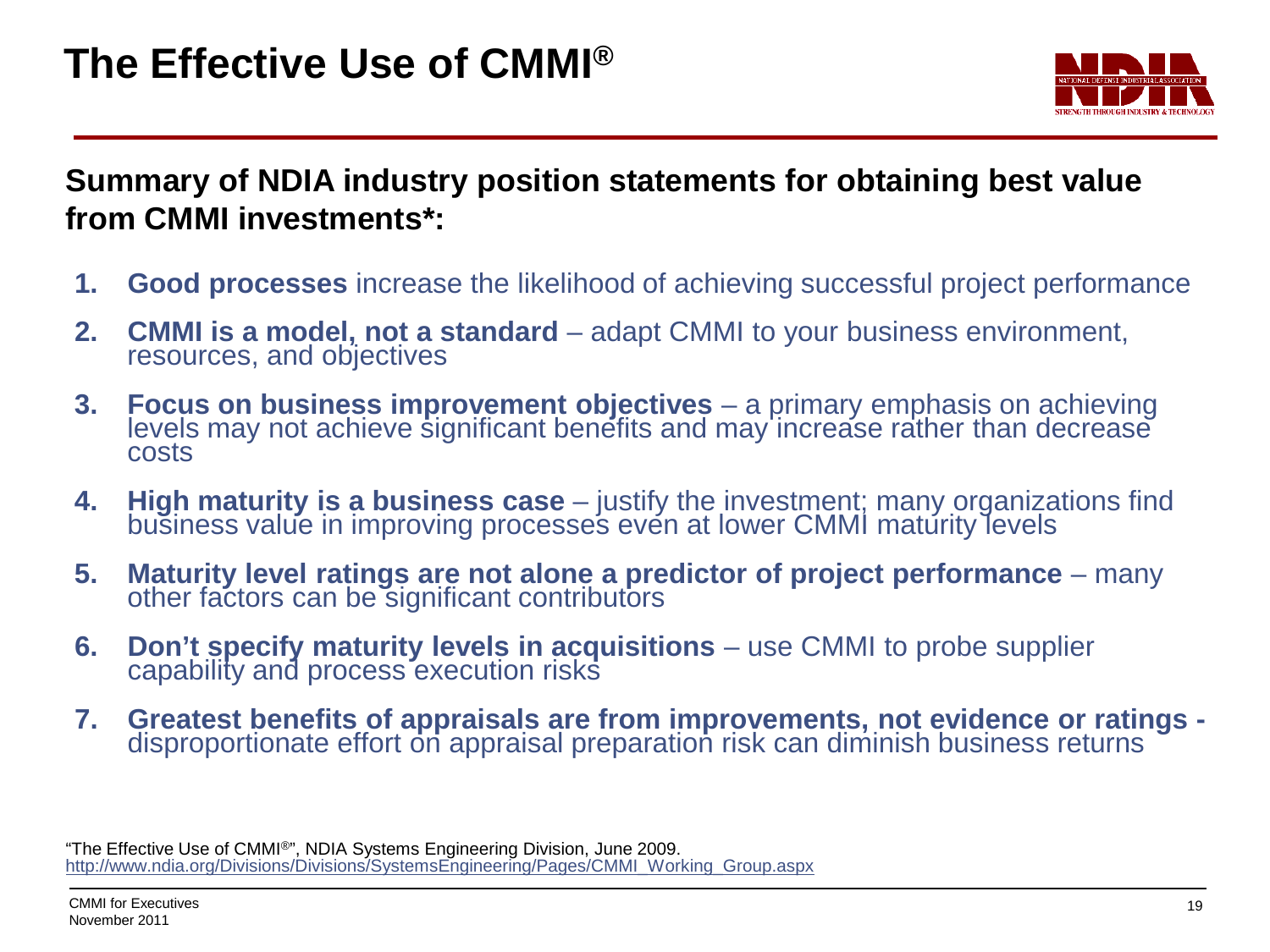# The Effective Use of CMMI®

**Summary of NDIA industry position statements for obtaining best value from CMMI investments*:**

1. **Good processes** increase the likelihood of achieving successful project performance
2. **CMMI is a model, not a standard** – adapt CMMI to your business environment, resources, and objectives
3. **Focus on business improvement objectives** – a primary emphasis on achieving levels may not achieve significant benefits and may increase rather than decrease costs
4. **High maturity is a business case** – justify the investment; many organizations find business value in improving processes even at lower CMMI maturity levels
5. **Maturity level ratings are not alone a predictor of project performance** – many other factors can be significant contributors
6. **Don't specify maturity levels in acquisitions** – use CMMI to probe supplier capability and process execution risks
7. **Greatest benefits of appraisals are from improvements, not evidence or ratings -** disproportionate effort on appraisal preparation risk can diminish business returns

"The Effective Use of CMMI®", NDIA Systems Engineering Division, June 2009.
http://www.ndia.org/Divisions/Divisions/SystemsEngineering/Pages/CMMI_Working_Group.aspx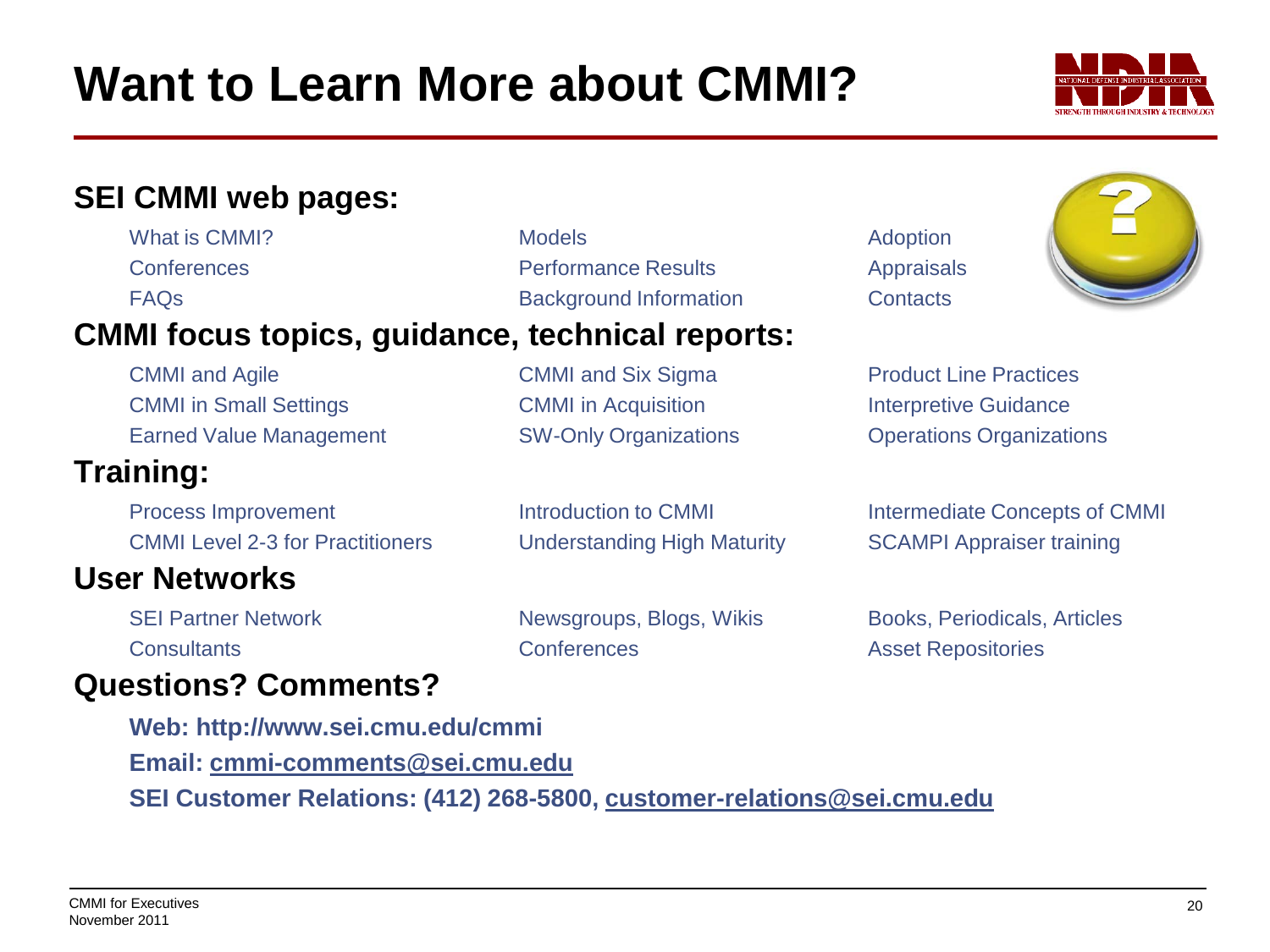# Want to Learn More about CMMI?

## SEI CMMI web pages:

- What is CMMI?
- Conferences
- FAQs
- Models
- Performance Results
- Background Information
- Adoption
- Appraisals
- Contacts

## CMMI focus topics, guidance, technical reports:

- CMMI and Agile
- CMMI in Small Settings
- Earned Value Management
- CMMI and Six Sigma
- CMMI in Acquisition
- SW-Only Organizations
- Product Line Practices
- Interpretive Guidance
- Operations Organizations

## Training:

- Process Improvement
- CMMI Level 2-3 for Practitioners
- Introduction to CMMI
- Understanding High Maturity
- Intermediate Concepts of CMMI
- SCAMPI Appraiser training

## User Networks

- SEI Partner Network
- Consultants
- Newsgroups, Blogs, Wikis
- Conferences
- Books, Periodicals, Articles
- Asset Repositories

## Questions? Comments?

**Web: http://www.sei.cmu.edu/cmmi**

**Email: cmmi-comments@sei.cmu.edu**

**SEI Customer Relations: (412) 268-5800, customer-relations@sei.cmu.edu**